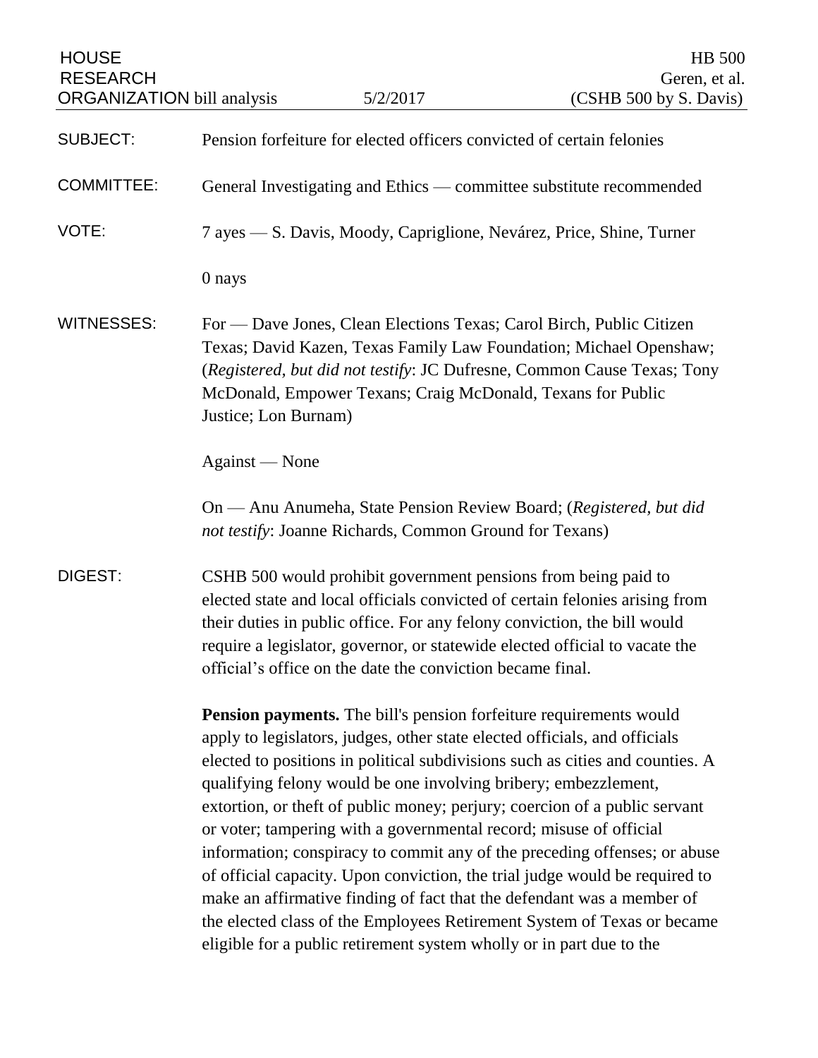HOUSE RESEARCH ORGANIZATION bill analysis — 5/2/2017 — HB 500 Geren, et al. (CSHB 500 by S. Davis)

SUBJECT: Pension forfeiture for elected officers convicted of certain felonies

COMMITTEE: General Investigating and Ethics — committee substitute recommended

VOTE: 7 ayes — S. Davis, Moody, Capriglione, Nevárez, Price, Shine, Turner

0 nays

WITNESSES: For — Dave Jones, Clean Elections Texas; Carol Birch, Public Citizen Texas; David Kazen, Texas Family Law Foundation; Michael Openshaw; (*Registered, but did not testify*: JC Dufresne, Common Cause Texas; Tony McDonald, Empower Texans; Craig McDonald, Texans for Public Justice; Lon Burnam)

Against — None

On — Anu Anumeha, State Pension Review Board; (*Registered, but did not testify*: Joanne Richards, Common Ground for Texans)

DIGEST: CSHB 500 would prohibit government pensions from being paid to elected state and local officials convicted of certain felonies arising from their duties in public office. For any felony conviction, the bill would require a legislator, governor, or statewide elected official to vacate the official's office on the date the conviction became final.

**Pension payments.** The bill's pension forfeiture requirements would apply to legislators, judges, other state elected officials, and officials elected to positions in political subdivisions such as cities and counties. A qualifying felony would be one involving bribery; embezzlement, extortion, or theft of public money; perjury; coercion of a public servant or voter; tampering with a governmental record; misuse of official information; conspiracy to commit any of the preceding offenses; or abuse of official capacity. Upon conviction, the trial judge would be required to make an affirmative finding of fact that the defendant was a member of the elected class of the Employees Retirement System of Texas or became eligible for a public retirement system wholly or in part due to the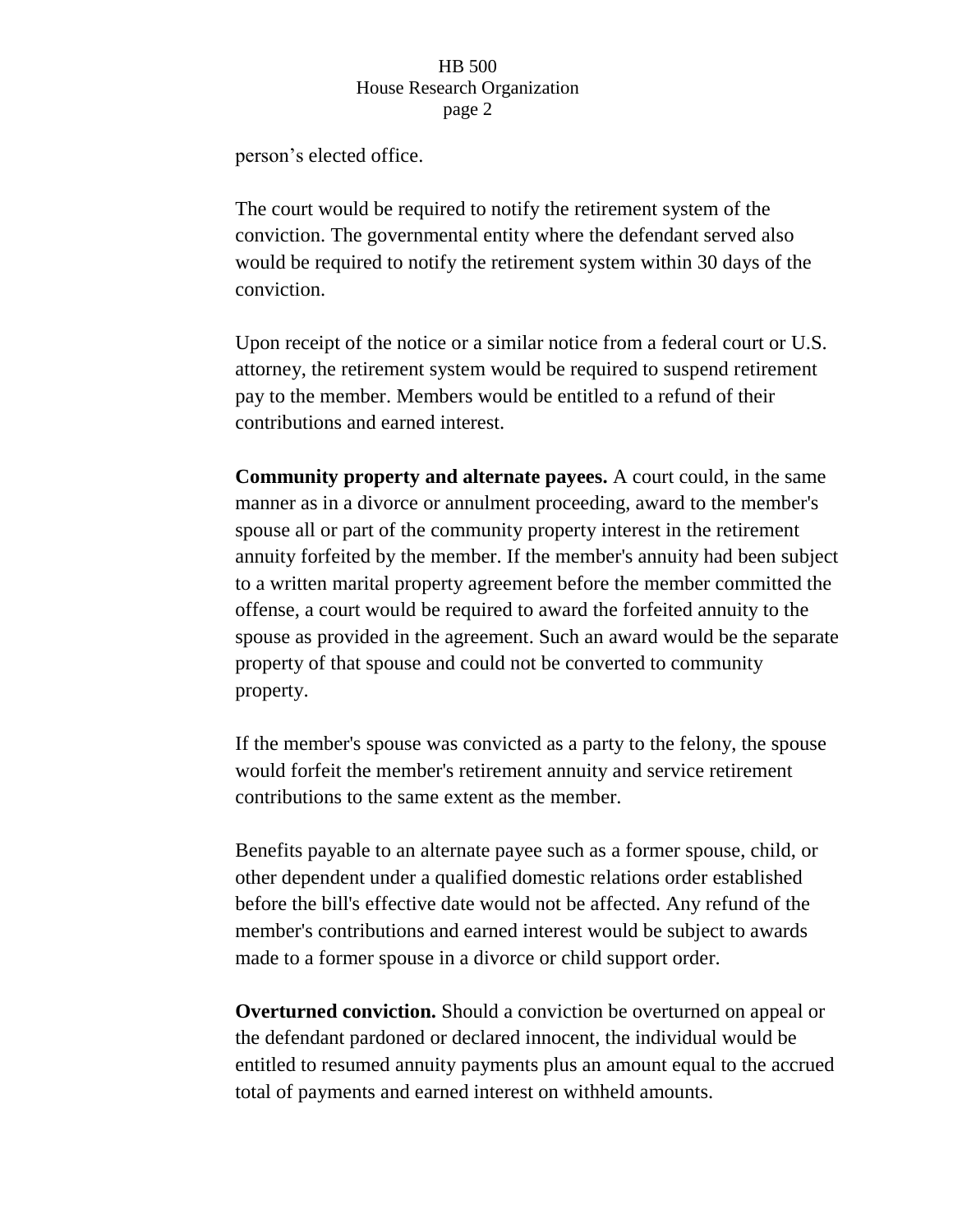person's elected office.

The court would be required to notify the retirement system of the conviction. The governmental entity where the defendant served also would be required to notify the retirement system within 30 days of the conviction.

Upon receipt of the notice or a similar notice from a federal court or U.S. attorney, the retirement system would be required to suspend retirement pay to the member. Members would be entitled to a refund of their contributions and earned interest.

**Community property and alternate payees.** A court could, in the same manner as in a divorce or annulment proceeding, award to the member's spouse all or part of the community property interest in the retirement annuity forfeited by the member. If the member's annuity had been subject to a written marital property agreement before the member committed the offense, a court would be required to award the forfeited annuity to the spouse as provided in the agreement. Such an award would be the separate property of that spouse and could not be converted to community property.

If the member's spouse was convicted as a party to the felony, the spouse would forfeit the member's retirement annuity and service retirement contributions to the same extent as the member.

Benefits payable to an alternate payee such as a former spouse, child, or other dependent under a qualified domestic relations order established before the bill's effective date would not be affected. Any refund of the member's contributions and earned interest would be subject to awards made to a former spouse in a divorce or child support order.

**Overturned conviction.** Should a conviction be overturned on appeal or the defendant pardoned or declared innocent, the individual would be entitled to resumed annuity payments plus an amount equal to the accrued total of payments and earned interest on withheld amounts.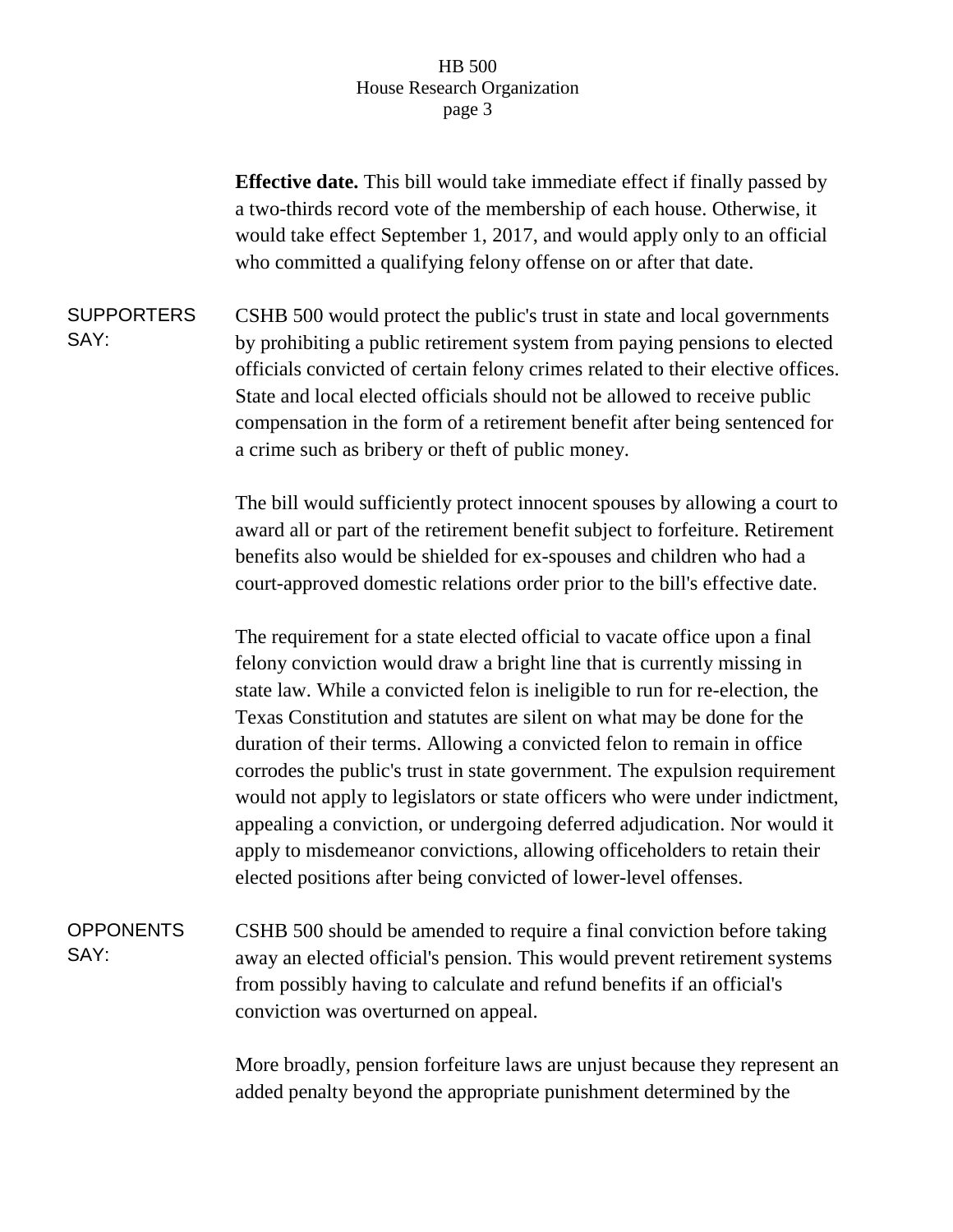**Effective date.** This bill would take immediate effect if finally passed by a two-thirds record vote of the membership of each house. Otherwise, it would take effect September 1, 2017, and would apply only to an official who committed a qualifying felony offense on or after that date.

SUPPORTERS SAY:

CSHB 500 would protect the public's trust in state and local governments by prohibiting a public retirement system from paying pensions to elected officials convicted of certain felony crimes related to their elective offices. State and local elected officials should not be allowed to receive public compensation in the form of a retirement benefit after being sentenced for a crime such as bribery or theft of public money.

The bill would sufficiently protect innocent spouses by allowing a court to award all or part of the retirement benefit subject to forfeiture. Retirement benefits also would be shielded for ex-spouses and children who had a court-approved domestic relations order prior to the bill's effective date.

The requirement for a state elected official to vacate office upon a final felony conviction would draw a bright line that is currently missing in state law. While a convicted felon is ineligible to run for re-election, the Texas Constitution and statutes are silent on what may be done for the duration of their terms. Allowing a convicted felon to remain in office corrodes the public's trust in state government. The expulsion requirement would not apply to legislators or state officers who were under indictment, appealing a conviction, or undergoing deferred adjudication. Nor would it apply to misdemeanor convictions, allowing officeholders to retain their elected positions after being convicted of lower-level offenses.

OPPONENTS SAY:

CSHB 500 should be amended to require a final conviction before taking away an elected official's pension. This would prevent retirement systems from possibly having to calculate and refund benefits if an official's conviction was overturned on appeal.

More broadly, pension forfeiture laws are unjust because they represent an added penalty beyond the appropriate punishment determined by the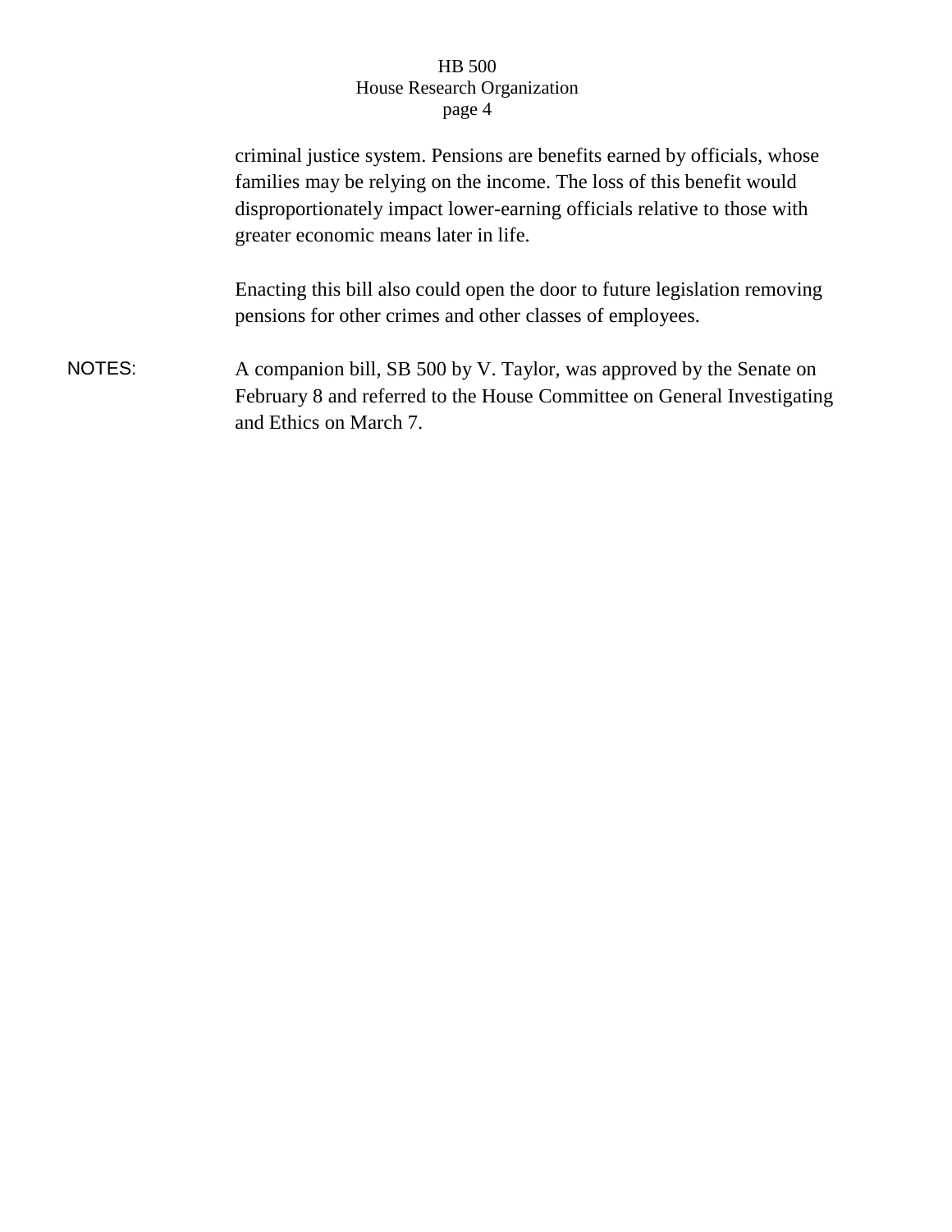criminal justice system. Pensions are benefits earned by officials, whose families may be relying on the income. The loss of this benefit would disproportionately impact lower-earning officials relative to those with greater economic means later in life.

Enacting this bill also could open the door to future legislation removing pensions for other crimes and other classes of employees.

NOTES: A companion bill, SB 500 by V. Taylor, was approved by the Senate on February 8 and referred to the House Committee on General Investigating and Ethics on March 7.